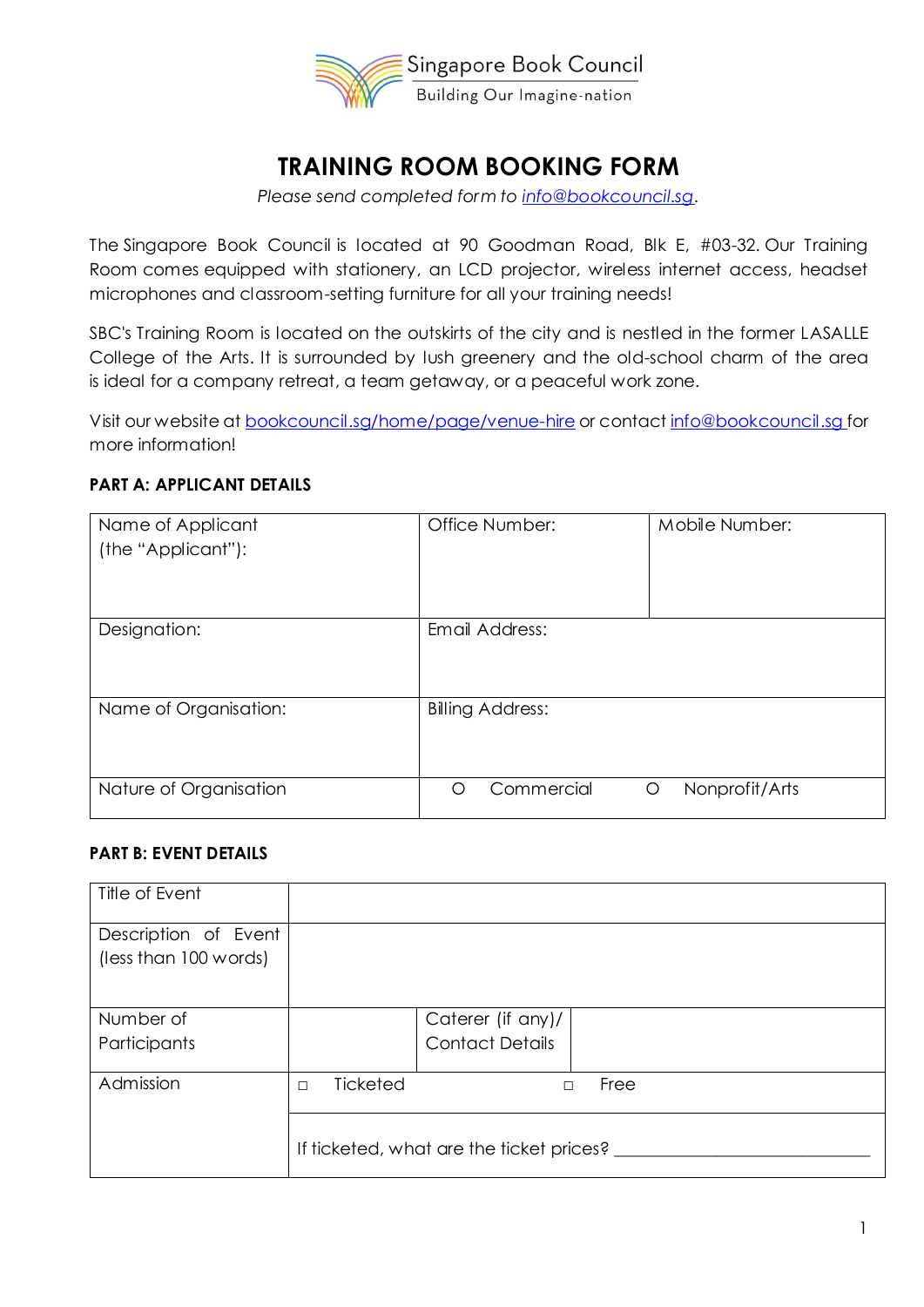Singapore Book Council
Building Our Imagine-nation

# TRAINING ROOM BOOKING FORM

*Please send completed form to [info@bookcouncil.sg](mailto:info@bookcouncil.sg).*

The Singapore Book Council is located at 90 Goodman Road, Blk E, #03-32. Our Training Room comes equipped with stationery, an LCD projector, wireless internet access, headset microphones and classroom-setting furniture for all your training needs!

SBC's Training Room is located on the outskirts of the city and is nestled in the former LASALLE College of the Arts. It is surrounded by lush greenery and the old-school charm of the area is ideal for a company retreat, a team getaway, or a peaceful work zone.

Visit our website at [bookcouncil.sg/home/page/venue-hire](bookcouncil.sg/home/page/venue-hire) or contact [info@bookcouncil.sg](mailto:info@bookcouncil.sg) for more information!

**PART A: APPLICANT DETAILS**

| Name of Applicant (the "Applicant"): | Office Number: | Mobile Number: |
|---|---|---|
| Designation: | Email Address: | |
| Name of Organisation: | Billing Address: | |
| Nature of Organisation | ○ Commercial | ○ Nonprofit/Arts |

**PART B: EVENT DETAILS**

| Title of Event | | | |
|---|---|---|---|
| Description of Event (less than 100 words) | | | |
| Number of Participants | | Caterer (if any)/ Contact Details | |
| Admission | □ Ticketed | □ Free | |
| | If ticketed, what are the ticket prices? ______________________________ | | |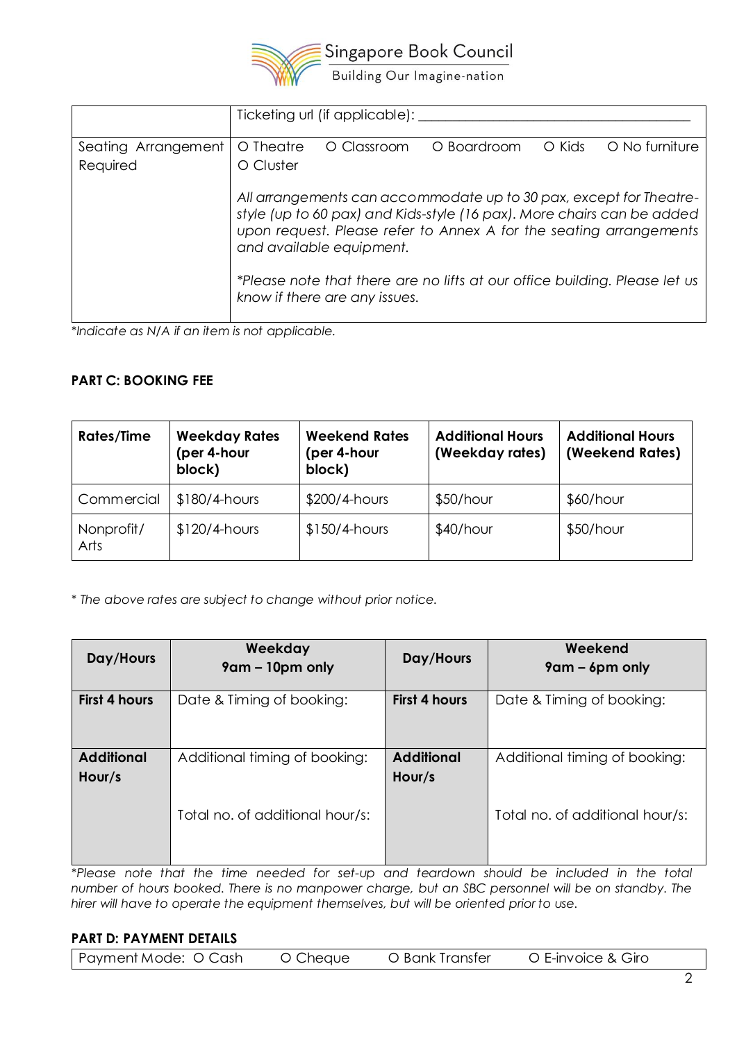|  | Ticketing url (if applicable): ______________________________________ |
|---|---|
| Seating Arrangement Required | O Theatre O Classroom O Boardroom O Kids O No furniture O Cluster<br><br>*All arrangements can accommodate up to 30 pax, except for Theatre-style (up to 60 pax) and Kids-style (16 pax). More chairs can be added upon request. Please refer to Annex A for the seating arrangements and available equipment.*<br><br>*\*Please note that there are no lifts at our office building. Please let us know if there are any issues.* |

*\*Indicate as N/A if an item is not applicable.*

**PART C: BOOKING FEE**

| Rates/Time | Weekday Rates (per 4-hour block) | Weekend Rates (per 4-hour block) | Additional Hours (Weekday rates) | Additional Hours (Weekend Rates) |
|---|---|---|---|---|
| Commercial | $180/4-hours | $200/4-hours | $50/hour | $60/hour |
| Nonprofit/ Arts | $120/4-hours | $150/4-hours | $40/hour | $50/hour |

*\* The above rates are subject to change without prior notice.*

| Day/Hours | Weekday 9am – 10pm only | Day/Hours | Weekend 9am – 6pm only |
|---|---|---|---|
| **First 4 hours** | Date & Timing of booking: | **First 4 hours** | Date & Timing of booking: |
| **Additional Hour/s** | Additional timing of booking:<br><br>Total no. of additional hour/s: | **Additional Hour/s** | Additional timing of booking:<br><br>Total no. of additional hour/s: |

*\*Please note that the time needed for set-up and teardown should be included in the total number of hours booked. There is no manpower charge, but an SBC personnel will be on standby. The hirer will have to operate the equipment themselves, but will be oriented prior to use.*

**PART D: PAYMENT DETAILS**

| Payment Mode: O Cash O Cheque O Bank Transfer O E-invoice & Giro |
|---|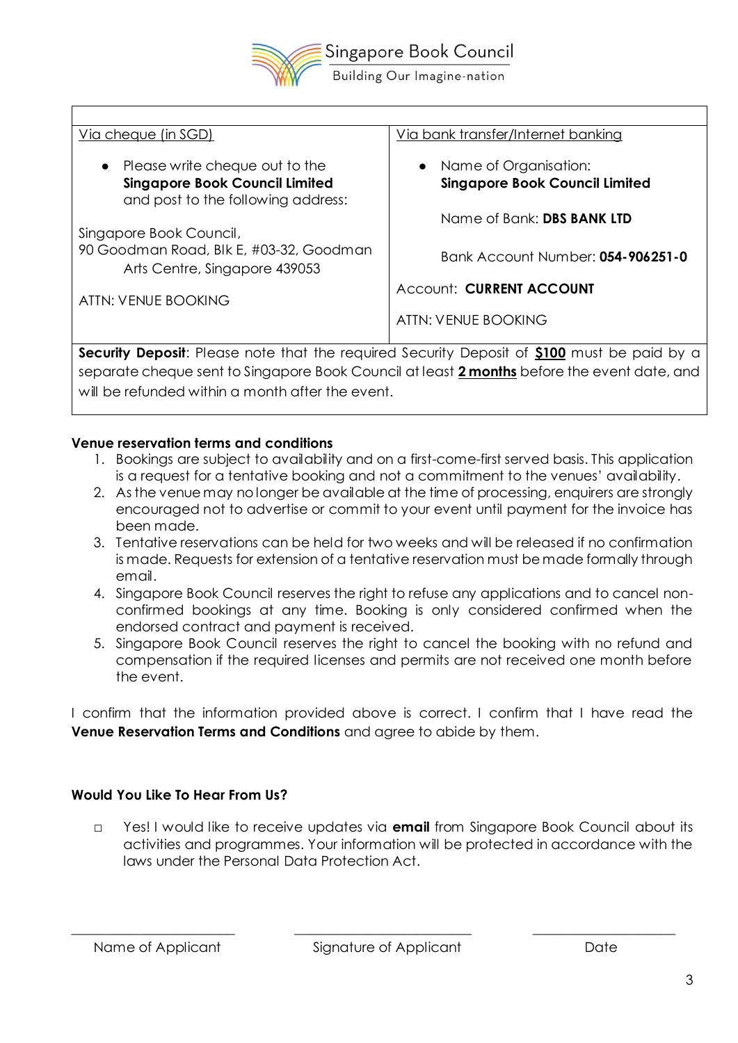Singapore Book Council
Building Our Imagine-nation

| Via cheque (in SGD) | Via bank transfer/Internet banking |
|---|---|
| • Please write cheque out to the **Singapore Book Council Limited** and post to the following address:<br><br>Singapore Book Council,<br>90 Goodman Road, Blk E, #03-32, Goodman Arts Centre, Singapore 439053<br><br>ATTN: VENUE BOOKING | • Name of Organisation: **Singapore Book Council Limited**<br><br>Name of Bank: **DBS BANK LTD**<br><br>Bank Account Number: **054-906251-0**<br><br>Account: **CURRENT ACCOUNT**<br><br>ATTN: VENUE BOOKING |

**Security Deposit**: Please note that the required Security Deposit of **$100** must be paid by a separate cheque sent to Singapore Book Council at least **2 months** before the event date, and will be refunded within a month after the event.

**Venue reservation terms and conditions**

1. Bookings are subject to availability and on a first-come-first served basis. This application is a request for a tentative booking and not a commitment to the venues' availability.
2. As the venue may no longer be available at the time of processing, enquirers are strongly encouraged not to advertise or commit to your event until payment for the invoice has been made.
3. Tentative reservations can be held for two weeks and will be released if no confirmation is made. Requests for extension of a tentative reservation must be made formally through email.
4. Singapore Book Council reserves the right to refuse any applications and to cancel non-confirmed bookings at any time. Booking is only considered confirmed when the endorsed contract and payment is received.
5. Singapore Book Council reserves the right to cancel the booking with no refund and compensation if the required licenses and permits are not received one month before the event.

I confirm that the information provided above is correct. I confirm that I have read the **Venue Reservation Terms and Conditions** and agree to abide by them.

**Would You Like To Hear From Us?**

☐ Yes! I would like to receive updates via **email** from Singapore Book Council about its activities and programmes. Your information will be protected in accordance with the laws under the Personal Data Protection Act.

| \_\_\_\_\_\_\_\_\_\_\_\_\_\_\_\_\_\_\_\_ | \_\_\_\_\_\_\_\_\_\_\_\_\_\_\_\_\_\_\_\_ | \_\_\_\_\_\_\_\_\_\_\_\_\_\_\_\_\_\_\_\_ |
|---|---|---|
| Name of Applicant | Signature of Applicant | Date |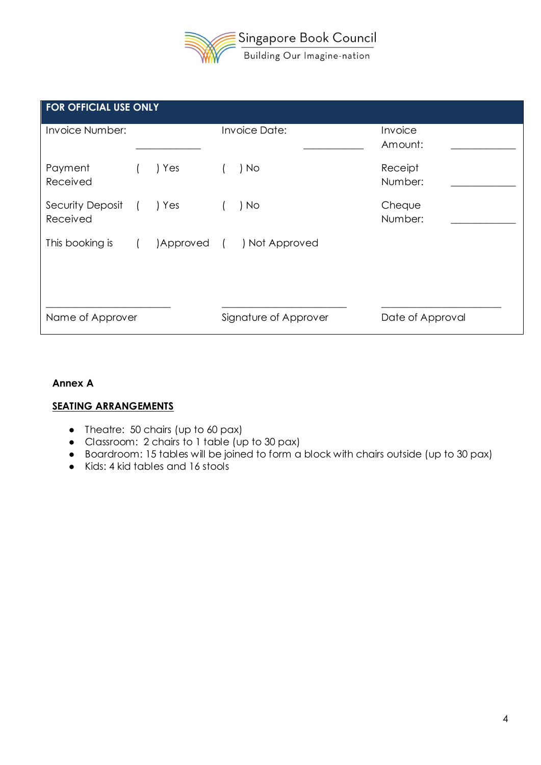Singapore Book Council
Building Our Imagine-nation

| FOR OFFICIAL USE ONLY | | | | | |
|---|---|---|---|---|---|
| Invoice Number: | ____________ | Invoice Date: | ____________ | Invoice Amount: | ____________ |
| Payment Received | (   ) Yes | (   ) No | | Receipt Number: | ____________ |
| Security Deposit Received | (   ) Yes | (   ) No | | Cheque Number: | ____________ |
| This booking is | (   )Approved | (   ) Not Approved | | | |
| ______________________ Name of Approver | | ______________________ Signature of Approver | | ______________________ Date of Approval | |

**Annex A**

**SEATING ARRANGEMENTS**

- Theatre: 50 chairs (up to 60 pax)
- Classroom: 2 chairs to 1 table (up to 30 pax)
- Boardroom: 15 tables will be joined to form a block with chairs outside (up to 30 pax)
- Kids: 4 kid tables and 16 stools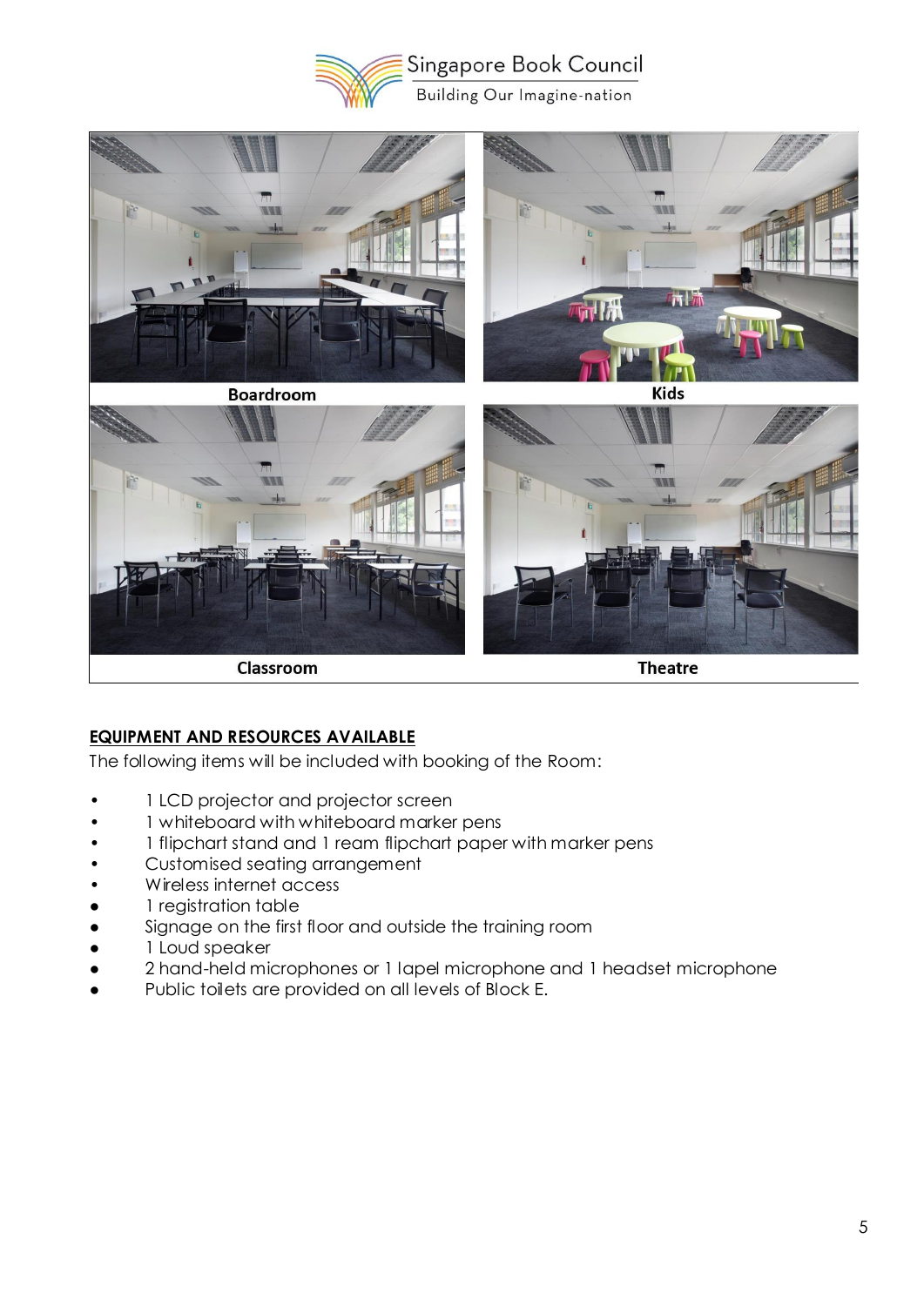Singapore Book Council

Building Our Imagine-nation

Boardroom

Kids

Classroom

Theatre

## EQUIPMENT AND RESOURCES AVAILABLE

The following items will be included with booking of the Room:

- 1 LCD projector and projector screen
- 1 whiteboard with whiteboard marker pens
- 1 flipchart stand and 1 ream flipchart paper with marker pens
- Customised seating arrangement
- Wireless internet access
- 1 registration table
- Signage on the first floor and outside the training room
- 1 Loud speaker
- 2 hand-held microphones or 1 lapel microphone and 1 headset microphone
- Public toilets are provided on all levels of Block E.